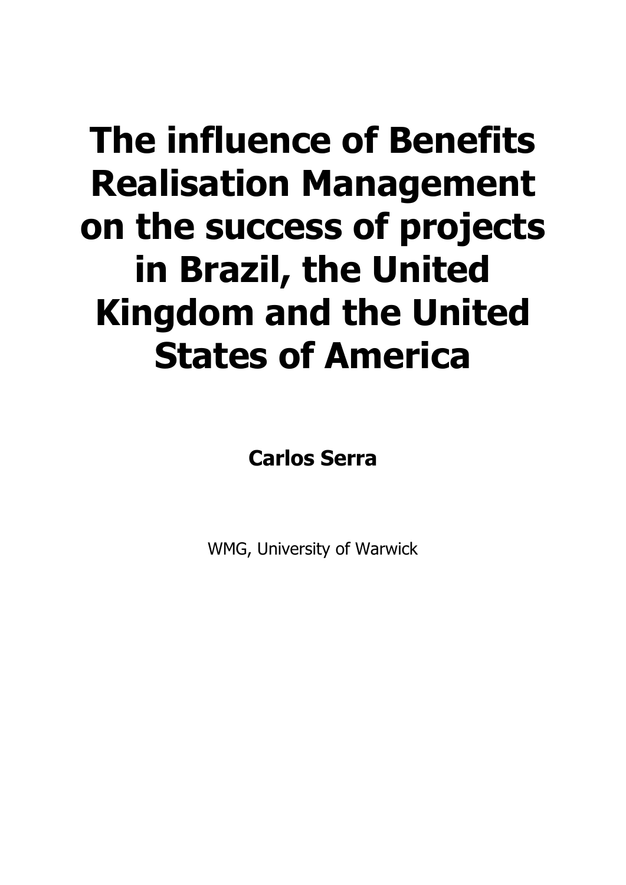# The influence of Benefits Realisation Management on the success of projects in Brazil, the United Kingdom and the United States of America

**Carlos Serra**

WMG, University of Warwick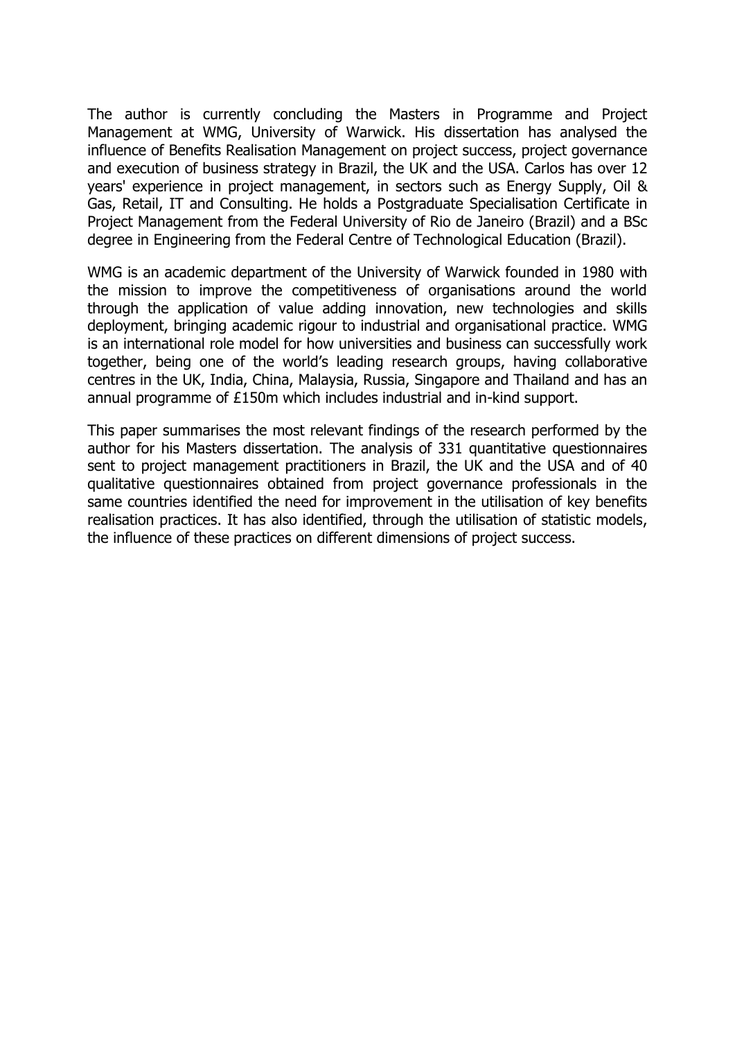The author is currently concluding the Masters in Programme and Project Management at WMG, University of Warwick. His dissertation has analysed the influence of Benefits Realisation Management on project success, project governance and execution of business strategy in Brazil, the UK and the USA. Carlos has over 12 years' experience in project management, in sectors such as Energy Supply, Oil & Gas, Retail, IT and Consulting. He holds a Postgraduate Specialisation Certificate in Project Management from the Federal University of Rio de Janeiro (Brazil) and a BSc degree in Engineering from the Federal Centre of Technological Education (Brazil).

WMG is an academic department of the University of Warwick founded in 1980 with the mission to improve the competitiveness of organisations around the world through the application of value adding innovation, new technologies and skills deployment, bringing academic rigour to industrial and organisational practice. WMG is an international role model for how universities and business can successfully work together, being one of the world's leading research groups, having collaborative centres in the UK, India, China, Malaysia, Russia, Singapore and Thailand and has an annual programme of £150m which includes industrial and in-kind support.

This paper summarises the most relevant findings of the research performed by the author for his Masters dissertation. The analysis of 331 quantitative questionnaires sent to project management practitioners in Brazil, the UK and the USA and of 40 qualitative questionnaires obtained from project governance professionals in the same countries identified the need for improvement in the utilisation of key benefits realisation practices. It has also identified, through the utilisation of statistic models, the influence of these practices on different dimensions of project success.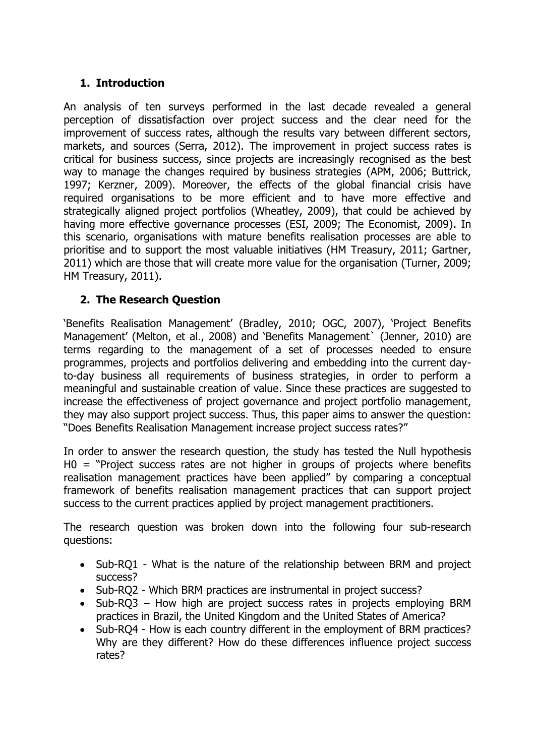## 1. Introduction

An analysis of ten surveys performed in the last decade revealed a general perception of dissatisfaction over project success and the clear need for the improvement of success rates, although the results vary between different sectors, markets, and sources (Serra, 2012). The improvement in project success rates is critical for business success, since projects are increasingly recognised as the best way to manage the changes required by business strategies (APM, 2006; Buttrick, 1997; Kerzner, 2009). Moreover, the effects of the global financial crisis have required organisations to be more efficient and to have more effective and strategically aligned project portfolios (Wheatley, 2009), that could be achieved by having more effective governance processes (ESI, 2009; The Economist, 2009). In this scenario, organisations with mature benefits realisation processes are able to prioritise and to support the most valuable initiatives (HM Treasury, 2011; Gartner, 2011) which are those that will create more value for the organisation (Turner, 2009; HM Treasury, 2011).

## 2. The Research Question

'Benefits Realisation Management' (Bradley, 2010; OGC, 2007), 'Project Benefits Management' (Melton, et al., 2008) and 'Benefits Management` (Jenner, 2010) are terms regarding to the management of a set of processes needed to ensure programmes, projects and portfolios delivering and embedding into the current day-to-day business all requirements of business strategies, in order to perform a meaningful and sustainable creation of value. Since these practices are suggested to increase the effectiveness of project governance and project portfolio management, they may also support project success. Thus, this paper aims to answer the question: "Does Benefits Realisation Management increase project success rates?"

In order to answer the research question, the study has tested the Null hypothesis H0 = "Project success rates are not higher in groups of projects where benefits realisation management practices have been applied" by comparing a conceptual framework of benefits realisation management practices that can support project success to the current practices applied by project management practitioners.

The research question was broken down into the following four sub-research questions:

- Sub-RQ1 - What is the nature of the relationship between BRM and project success?
- Sub-RQ2 - Which BRM practices are instrumental in project success?
- Sub-RQ3 – How high are project success rates in projects employing BRM practices in Brazil, the United Kingdom and the United States of America?
- Sub-RQ4 - How is each country different in the employment of BRM practices? Why are they different? How do these differences influence project success rates?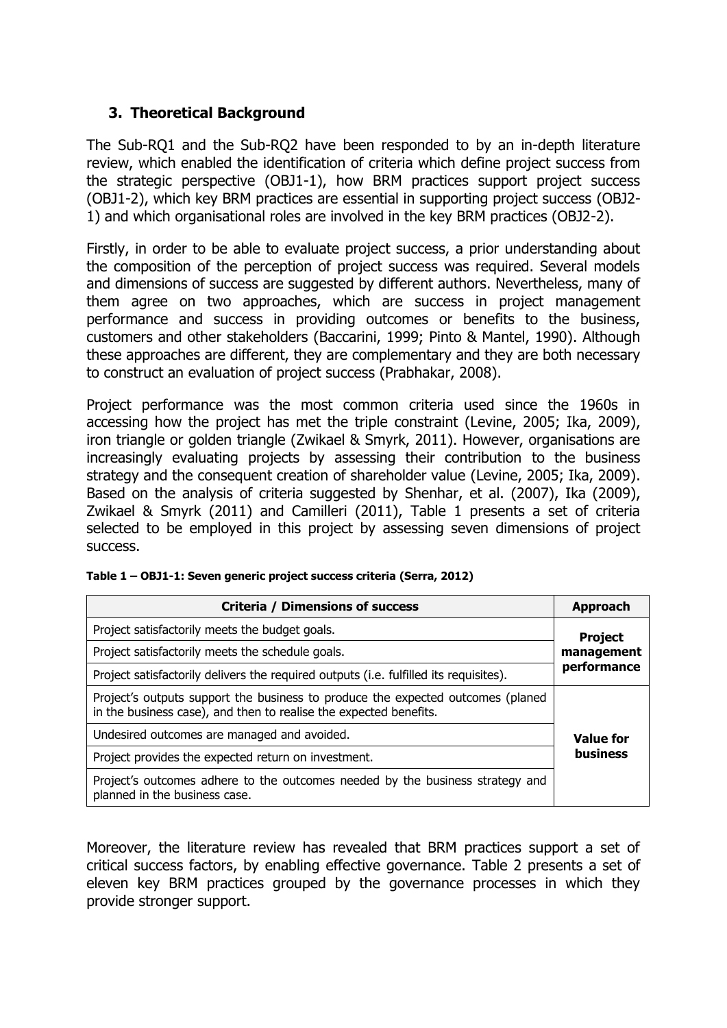## 3. Theoretical Background

The Sub-RQ1 and the Sub-RQ2 have been responded to by an in-depth literature review, which enabled the identification of criteria which define project success from the strategic perspective (OBJ1-1), how BRM practices support project success (OBJ1-2), which key BRM practices are essential in supporting project success (OBJ2-1) and which organisational roles are involved in the key BRM practices (OBJ2-2).

Firstly, in order to be able to evaluate project success, a prior understanding about the composition of the perception of project success was required. Several models and dimensions of success are suggested by different authors. Nevertheless, many of them agree on two approaches, which are success in project management performance and success in providing outcomes or benefits to the business, customers and other stakeholders (Baccarini, 1999; Pinto & Mantel, 1990). Although these approaches are different, they are complementary and they are both necessary to construct an evaluation of project success (Prabhakar, 2008).

Project performance was the most common criteria used since the 1960s in accessing how the project has met the triple constraint (Levine, 2005; Ika, 2009), iron triangle or golden triangle (Zwikael & Smyrk, 2011). However, organisations are increasingly evaluating projects by assessing their contribution to the business strategy and the consequent creation of shareholder value (Levine, 2005; Ika, 2009). Based on the analysis of criteria suggested by Shenhar, et al. (2007), Ika (2009), Zwikael & Smyrk (2011) and Camilleri (2011), Table 1 presents a set of criteria selected to be employed in this project by assessing seven dimensions of project success.

**Table 1 – OBJ1-1: Seven generic project success criteria (Serra, 2012)**

| Criteria / Dimensions of success | Approach |
|---|---|
| Project satisfactorily meets the budget goals. | **Project management performance** |
| Project satisfactorily meets the schedule goals. | |
| Project satisfactorily delivers the required outputs (i.e. fulfilled its requisites). | |
| Project's outputs support the business to produce the expected outcomes (planed in the business case), and then to realise the expected benefits. | **Value for business** |
| Undesired outcomes are managed and avoided. | |
| Project provides the expected return on investment. | |
| Project's outcomes adhere to the outcomes needed by the business strategy and planned in the business case. | |

Moreover, the literature review has revealed that BRM practices support a set of critical success factors, by enabling effective governance. Table 2 presents a set of eleven key BRM practices grouped by the governance processes in which they provide stronger support.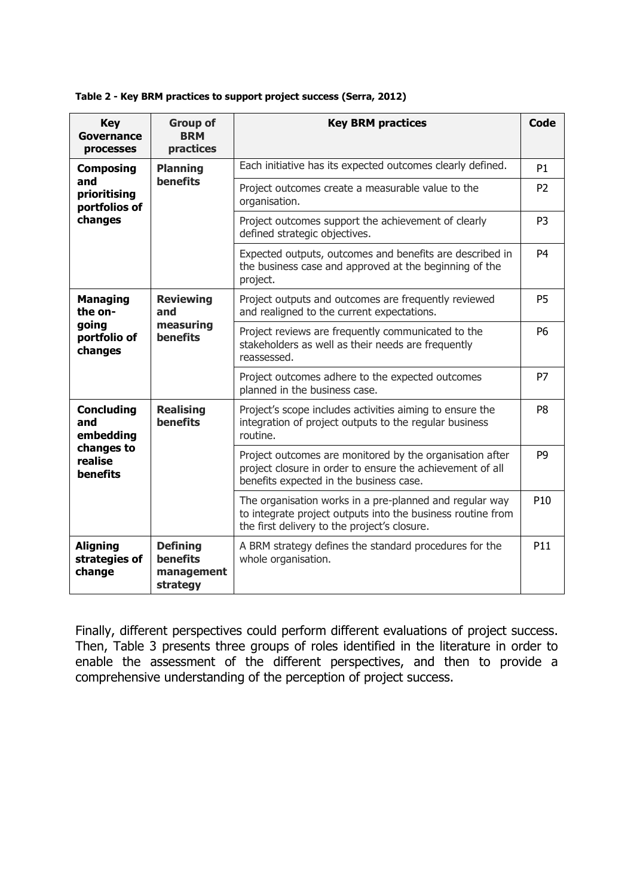**Table 2 - Key BRM practices to support project success (Serra, 2012)**

| Key Governance processes | Group of BRM practices | Key BRM practices | Code |
|---|---|---|---|
| **Composing and prioritising portfolios of changes** | **Planning benefits** | Each initiative has its expected outcomes clearly defined. | P1 |
| | | Project outcomes create a measurable value to the organisation. | P2 |
| | | Project outcomes support the achievement of clearly defined strategic objectives. | P3 |
| | | Expected outputs, outcomes and benefits are described in the business case and approved at the beginning of the project. | P4 |
| **Managing the on-going portfolio of changes** | **Reviewing and measuring benefits** | Project outputs and outcomes are frequently reviewed and realigned to the current expectations. | P5 |
| | | Project reviews are frequently communicated to the stakeholders as well as their needs are frequently reassessed. | P6 |
| | | Project outcomes adhere to the expected outcomes planned in the business case. | P7 |
| **Concluding and embedding changes to realise benefits** | **Realising benefits** | Project's scope includes activities aiming to ensure the integration of project outputs to the regular business routine. | P8 |
| | | Project outcomes are monitored by the organisation after project closure in order to ensure the achievement of all benefits expected in the business case. | P9 |
| | | The organisation works in a pre-planned and regular way to integrate project outputs into the business routine from the first delivery to the project's closure. | P10 |
| **Aligning strategies of change** | **Defining benefits management strategy** | A BRM strategy defines the standard procedures for the whole organisation. | P11 |

Finally, different perspectives could perform different evaluations of project success. Then, Table 3 presents three groups of roles identified in the literature in order to enable the assessment of the different perspectives, and then to provide a comprehensive understanding of the perception of project success.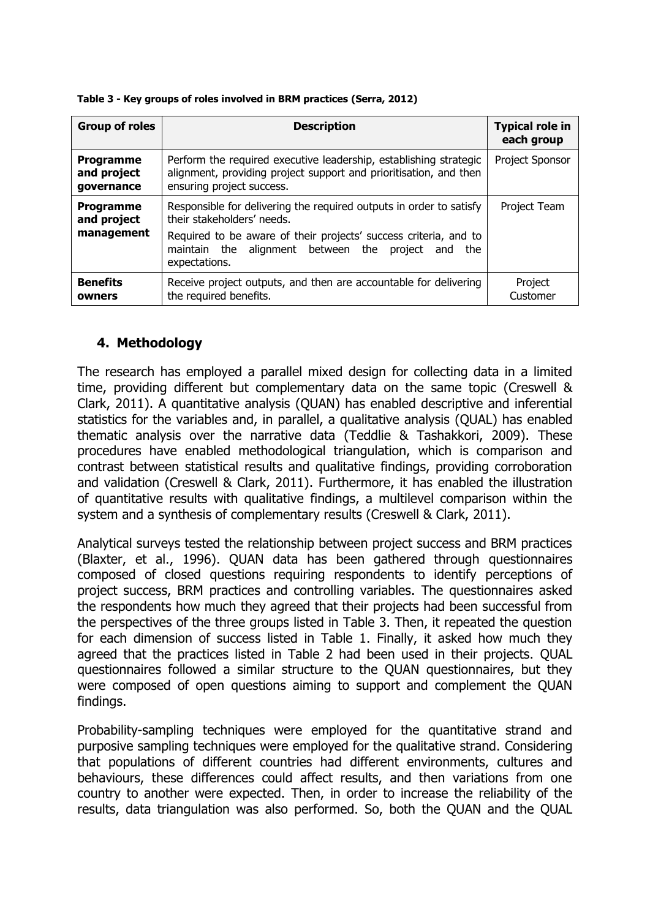**Table 3 - Key groups of roles involved in BRM practices (Serra, 2012)**

| Group of roles | Description | Typical role in each group |
|---|---|---|
| **Programme and project governance** | Perform the required executive leadership, establishing strategic alignment, providing project support and prioritisation, and then ensuring project success. | Project Sponsor |
| **Programme and project management** | Responsible for delivering the required outputs in order to satisfy their stakeholders' needs.<br><br>Required to be aware of their projects' success criteria, and to maintain the alignment between the project and the expectations. | Project Team |
| **Benefits owners** | Receive project outputs, and then are accountable for delivering the required benefits. | Project Customer |

## 4. Methodology

The research has employed a parallel mixed design for collecting data in a limited time, providing different but complementary data on the same topic (Creswell & Clark, 2011). A quantitative analysis (QUAN) has enabled descriptive and inferential statistics for the variables and, in parallel, a qualitative analysis (QUAL) has enabled thematic analysis over the narrative data (Teddlie & Tashakkori, 2009). These procedures have enabled methodological triangulation, which is comparison and contrast between statistical results and qualitative findings, providing corroboration and validation (Creswell & Clark, 2011). Furthermore, it has enabled the illustration of quantitative results with qualitative findings, a multilevel comparison within the system and a synthesis of complementary results (Creswell & Clark, 2011).

Analytical surveys tested the relationship between project success and BRM practices (Blaxter, et al., 1996). QUAN data has been gathered through questionnaires composed of closed questions requiring respondents to identify perceptions of project success, BRM practices and controlling variables. The questionnaires asked the respondents how much they agreed that their projects had been successful from the perspectives of the three groups listed in Table 3. Then, it repeated the question for each dimension of success listed in Table 1. Finally, it asked how much they agreed that the practices listed in Table 2 had been used in their projects. QUAL questionnaires followed a similar structure to the QUAN questionnaires, but they were composed of open questions aiming to support and complement the QUAN findings.

Probability-sampling techniques were employed for the quantitative strand and purposive sampling techniques were employed for the qualitative strand. Considering that populations of different countries had different environments, cultures and behaviours, these differences could affect results, and then variations from one country to another were expected. Then, in order to increase the reliability of the results, data triangulation was also performed. So, both the QUAN and the QUAL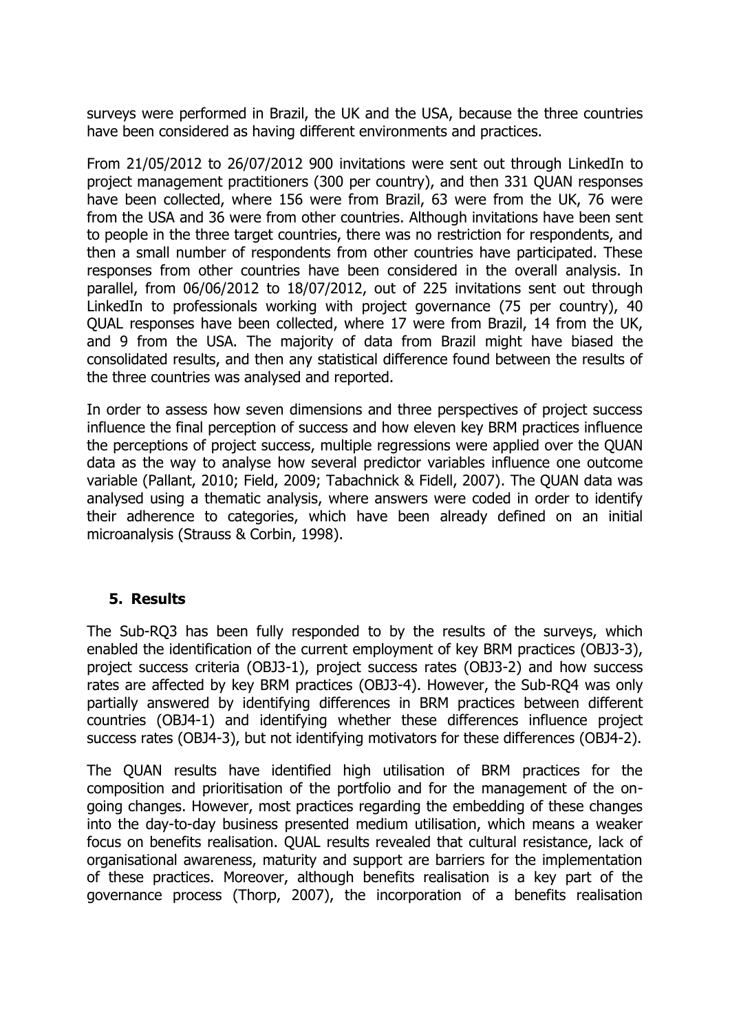surveys were performed in Brazil, the UK and the USA, because the three countries have been considered as having different environments and practices.

From 21/05/2012 to 26/07/2012 900 invitations were sent out through LinkedIn to project management practitioners (300 per country), and then 331 QUAN responses have been collected, where 156 were from Brazil, 63 were from the UK, 76 were from the USA and 36 were from other countries. Although invitations have been sent to people in the three target countries, there was no restriction for respondents, and then a small number of respondents from other countries have participated. These responses from other countries have been considered in the overall analysis. In parallel, from 06/06/2012 to 18/07/2012, out of 225 invitations sent out through LinkedIn to professionals working with project governance (75 per country), 40 QUAL responses have been collected, where 17 were from Brazil, 14 from the UK, and 9 from the USA. The majority of data from Brazil might have biased the consolidated results, and then any statistical difference found between the results of the three countries was analysed and reported.

In order to assess how seven dimensions and three perspectives of project success influence the final perception of success and how eleven key BRM practices influence the perceptions of project success, multiple regressions were applied over the QUAN data as the way to analyse how several predictor variables influence one outcome variable (Pallant, 2010; Field, 2009; Tabachnick & Fidell, 2007). The QUAN data was analysed using a thematic analysis, where answers were coded in order to identify their adherence to categories, which have been already defined on an initial microanalysis (Strauss & Corbin, 1998).

## 5. Results

The Sub-RQ3 has been fully responded to by the results of the surveys, which enabled the identification of the current employment of key BRM practices (OBJ3-3), project success criteria (OBJ3-1), project success rates (OBJ3-2) and how success rates are affected by key BRM practices (OBJ3-4). However, the Sub-RQ4 was only partially answered by identifying differences in BRM practices between different countries (OBJ4-1) and identifying whether these differences influence project success rates (OBJ4-3), but not identifying motivators for these differences (OBJ4-2).

The QUAN results have identified high utilisation of BRM practices for the composition and prioritisation of the portfolio and for the management of the on-going changes. However, most practices regarding the embedding of these changes into the day-to-day business presented medium utilisation, which means a weaker focus on benefits realisation. QUAL results revealed that cultural resistance, lack of organisational awareness, maturity and support are barriers for the implementation of these practices. Moreover, although benefits realisation is a key part of the governance process (Thorp, 2007), the incorporation of a benefits realisation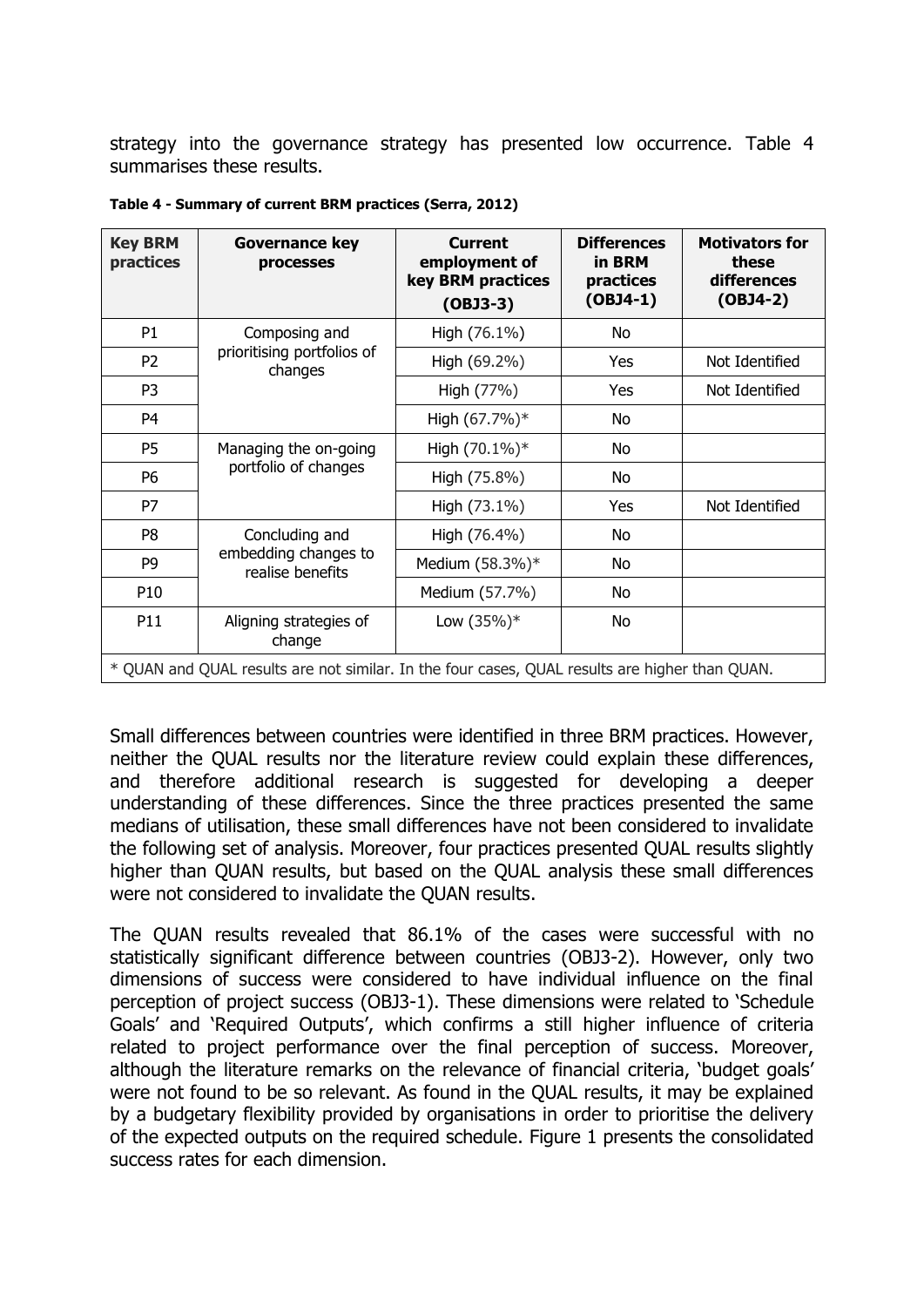strategy into the governance strategy has presented low occurrence. Table 4 summarises these results.

**Table 4 - Summary of current BRM practices (Serra, 2012)**

| Key BRM practices | Governance key processes | Current employment of key BRM practices (OBJ3-3) | Differences in BRM practices (OBJ4-1) | Motivators for these differences (OBJ4-2) |
|---|---|---|---|---|
| P1 | Composing and prioritising portfolios of changes | High (76.1%) | No | |
| P2 | | High (69.2%) | Yes | Not Identified |
| P3 | | High (77%) | Yes | Not Identified |
| P4 | | High (67.7%)* | No | |
| P5 | Managing the on-going portfolio of changes | High (70.1%)* | No | |
| P6 | | High (75.8%) | No | |
| P7 | | High (73.1%) | Yes | Not Identified |
| P8 | Concluding and embedding changes to realise benefits | High (76.4%) | No | |
| P9 | | Medium (58.3%)* | No | |
| P10 | | Medium (57.7%) | No | |
| P11 | Aligning strategies of change | Low (35%)* | No | |

\* QUAN and QUAL results are not similar. In the four cases, QUAL results are higher than QUAN.

Small differences between countries were identified in three BRM practices. However, neither the QUAL results nor the literature review could explain these differences, and therefore additional research is suggested for developing a deeper understanding of these differences. Since the three practices presented the same medians of utilisation, these small differences have not been considered to invalidate the following set of analysis. Moreover, four practices presented QUAL results slightly higher than QUAN results, but based on the QUAL analysis these small differences were not considered to invalidate the QUAN results.

The QUAN results revealed that 86.1% of the cases were successful with no statistically significant difference between countries (OBJ3-2). However, only two dimensions of success were considered to have individual influence on the final perception of project success (OBJ3-1). These dimensions were related to 'Schedule Goals' and 'Required Outputs', which confirms a still higher influence of criteria related to project performance over the final perception of success. Moreover, although the literature remarks on the relevance of financial criteria, 'budget goals' were not found to be so relevant. As found in the QUAL results, it may be explained by a budgetary flexibility provided by organisations in order to prioritise the delivery of the expected outputs on the required schedule. Figure 1 presents the consolidated success rates for each dimension.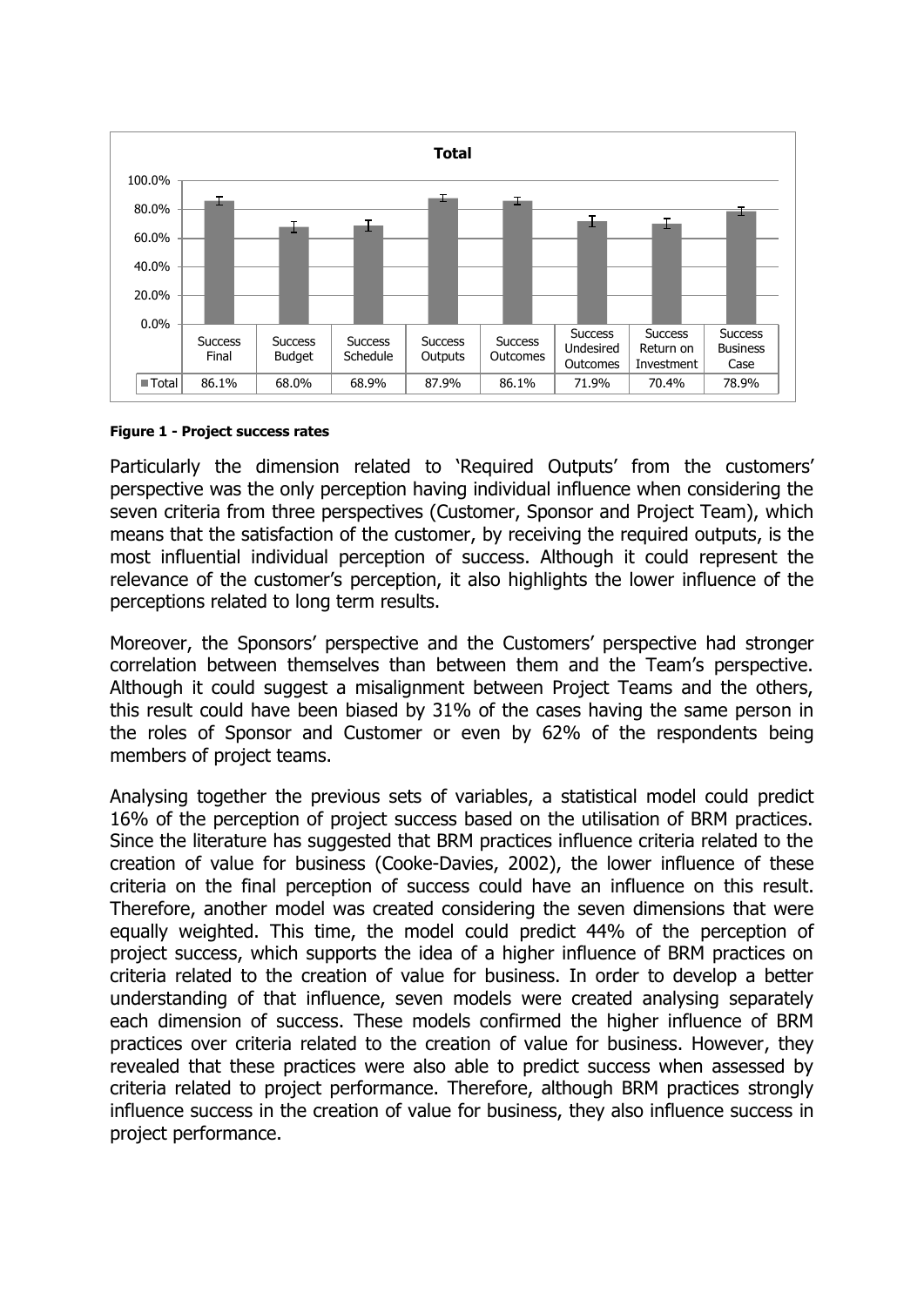| | Success Final | Success Budget | Success Schedule | Success Outputs | Success Outcomes | Success Undesired Outcomes | Success Return on Investment | Success Business Case |
|---|---|---|---|---|---|---|---|---|
| Total | 86.1% | 68.0% | 68.9% | 87.9% | 86.1% | 71.9% | 70.4% | 78.9% |

**Figure 1 - Project success rates**

Particularly the dimension related to 'Required Outputs' from the customers' perspective was the only perception having individual influence when considering the seven criteria from three perspectives (Customer, Sponsor and Project Team), which means that the satisfaction of the customer, by receiving the required outputs, is the most influential individual perception of success. Although it could represent the relevance of the customer's perception, it also highlights the lower influence of the perceptions related to long term results.

Moreover, the Sponsors' perspective and the Customers' perspective had stronger correlation between themselves than between them and the Team's perspective. Although it could suggest a misalignment between Project Teams and the others, this result could have been biased by 31% of the cases having the same person in the roles of Sponsor and Customer or even by 62% of the respondents being members of project teams.

Analysing together the previous sets of variables, a statistical model could predict 16% of the perception of project success based on the utilisation of BRM practices. Since the literature has suggested that BRM practices influence criteria related to the creation of value for business (Cooke-Davies, 2002), the lower influence of these criteria on the final perception of success could have an influence on this result. Therefore, another model was created considering the seven dimensions that were equally weighted. This time, the model could predict 44% of the perception of project success, which supports the idea of a higher influence of BRM practices on criteria related to the creation of value for business. In order to develop a better understanding of that influence, seven models were created analysing separately each dimension of success. These models confirmed the higher influence of BRM practices over criteria related to the creation of value for business. However, they revealed that these practices were also able to predict success when assessed by criteria related to project performance. Therefore, although BRM practices strongly influence success in the creation of value for business, they also influence success in project performance.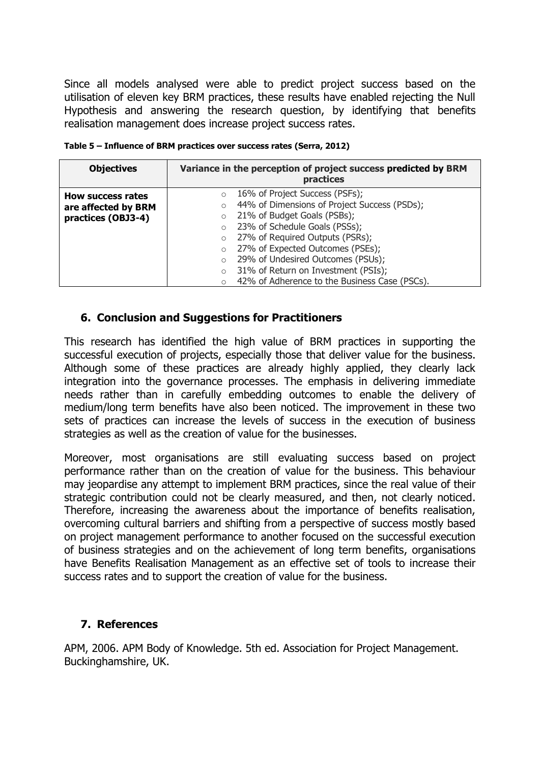Since all models analysed were able to predict project success based on the utilisation of eleven key BRM practices, these results have enabled rejecting the Null Hypothesis and answering the research question, by identifying that benefits realisation management does increase project success rates.

**Table 5 – Influence of BRM practices over success rates (Serra, 2012)**

| Objectives | Variance in the perception of project success predicted by BRM practices |
|---|---|
| **How success rates are affected by BRM practices (OBJ3-4)** | ○ 16% of Project Success (PSFs);<br>○ 44% of Dimensions of Project Success (PSDs);<br>○ 21% of Budget Goals (PSBs);<br>○ 23% of Schedule Goals (PSSs);<br>○ 27% of Required Outputs (PSRs);<br>○ 27% of Expected Outcomes (PSEs);<br>○ 29% of Undesired Outcomes (PSUs);<br>○ 31% of Return on Investment (PSIs);<br>○ 42% of Adherence to the Business Case (PSCs). |

## 6. Conclusion and Suggestions for Practitioners

This research has identified the high value of BRM practices in supporting the successful execution of projects, especially those that deliver value for the business. Although some of these practices are already highly applied, they clearly lack integration into the governance processes. The emphasis in delivering immediate needs rather than in carefully embedding outcomes to enable the delivery of medium/long term benefits have also been noticed. The improvement in these two sets of practices can increase the levels of success in the execution of business strategies as well as the creation of value for the businesses.

Moreover, most organisations are still evaluating success based on project performance rather than on the creation of value for the business. This behaviour may jeopardise any attempt to implement BRM practices, since the real value of their strategic contribution could not be clearly measured, and then, not clearly noticed. Therefore, increasing the awareness about the importance of benefits realisation, overcoming cultural barriers and shifting from a perspective of success mostly based on project management performance to another focused on the successful execution of business strategies and on the achievement of long term benefits, organisations have Benefits Realisation Management as an effective set of tools to increase their success rates and to support the creation of value for the business.

## 7. References

APM, 2006. APM Body of Knowledge. 5th ed. Association for Project Management. Buckinghamshire, UK.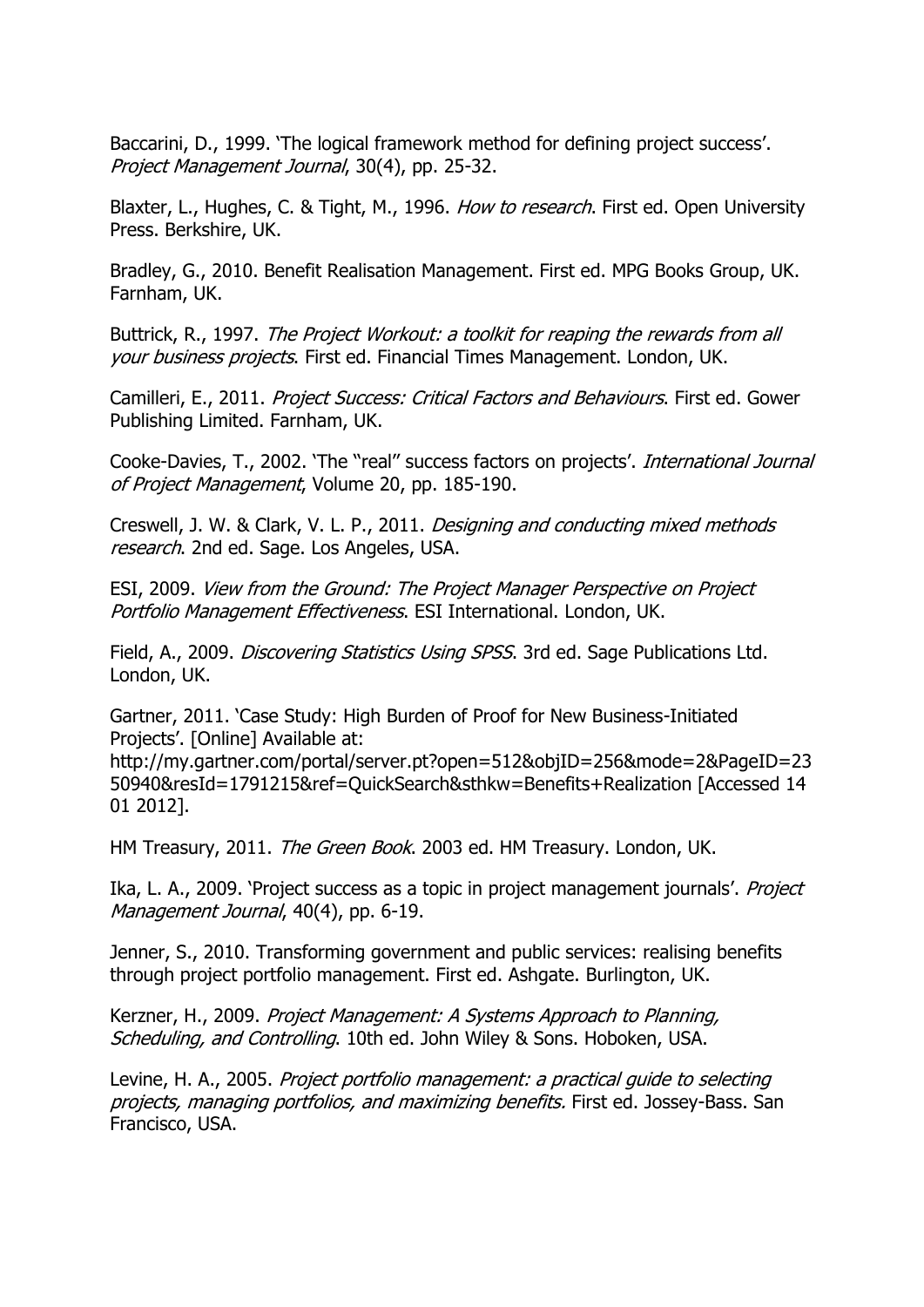Baccarini, D., 1999. 'The logical framework method for defining project success'. *Project Management Journal*, 30(4), pp. 25-32.

Blaxter, L., Hughes, C. & Tight, M., 1996. *How to research*. First ed. Open University Press. Berkshire, UK.

Bradley, G., 2010. Benefit Realisation Management. First ed. MPG Books Group, UK. Farnham, UK.

Buttrick, R., 1997. *The Project Workout: a toolkit for reaping the rewards from all your business projects*. First ed. Financial Times Management. London, UK.

Camilleri, E., 2011. *Project Success: Critical Factors and Behaviours*. First ed. Gower Publishing Limited. Farnham, UK.

Cooke-Davies, T., 2002. 'The "real" success factors on projects'. *International Journal of Project Management*, Volume 20, pp. 185-190.

Creswell, J. W. & Clark, V. L. P., 2011. *Designing and conducting mixed methods research*. 2nd ed. Sage. Los Angeles, USA.

ESI, 2009. *View from the Ground: The Project Manager Perspective on Project Portfolio Management Effectiveness*. ESI International. London, UK.

Field, A., 2009. *Discovering Statistics Using SPSS*. 3rd ed. Sage Publications Ltd. London, UK.

Gartner, 2011. 'Case Study: High Burden of Proof for New Business-Initiated Projects'. [Online] Available at: http://my.gartner.com/portal/server.pt?open=512&objID=256&mode=2&PageID=2350940&resId=1791215&ref=QuickSearch&sthkw=Benefits+Realization [Accessed 14 01 2012].

HM Treasury, 2011. *The Green Book*. 2003 ed. HM Treasury. London, UK.

Ika, L. A., 2009. 'Project success as a topic in project management journals'. *Project Management Journal*, 40(4), pp. 6-19.

Jenner, S., 2010. Transforming government and public services: realising benefits through project portfolio management. First ed. Ashgate. Burlington, UK.

Kerzner, H., 2009. *Project Management: A Systems Approach to Planning, Scheduling, and Controlling*. 10th ed. John Wiley & Sons. Hoboken, USA.

Levine, H. A., 2005. *Project portfolio management: a practical guide to selecting projects, managing portfolios, and maximizing benefits.* First ed. Jossey-Bass. San Francisco, USA.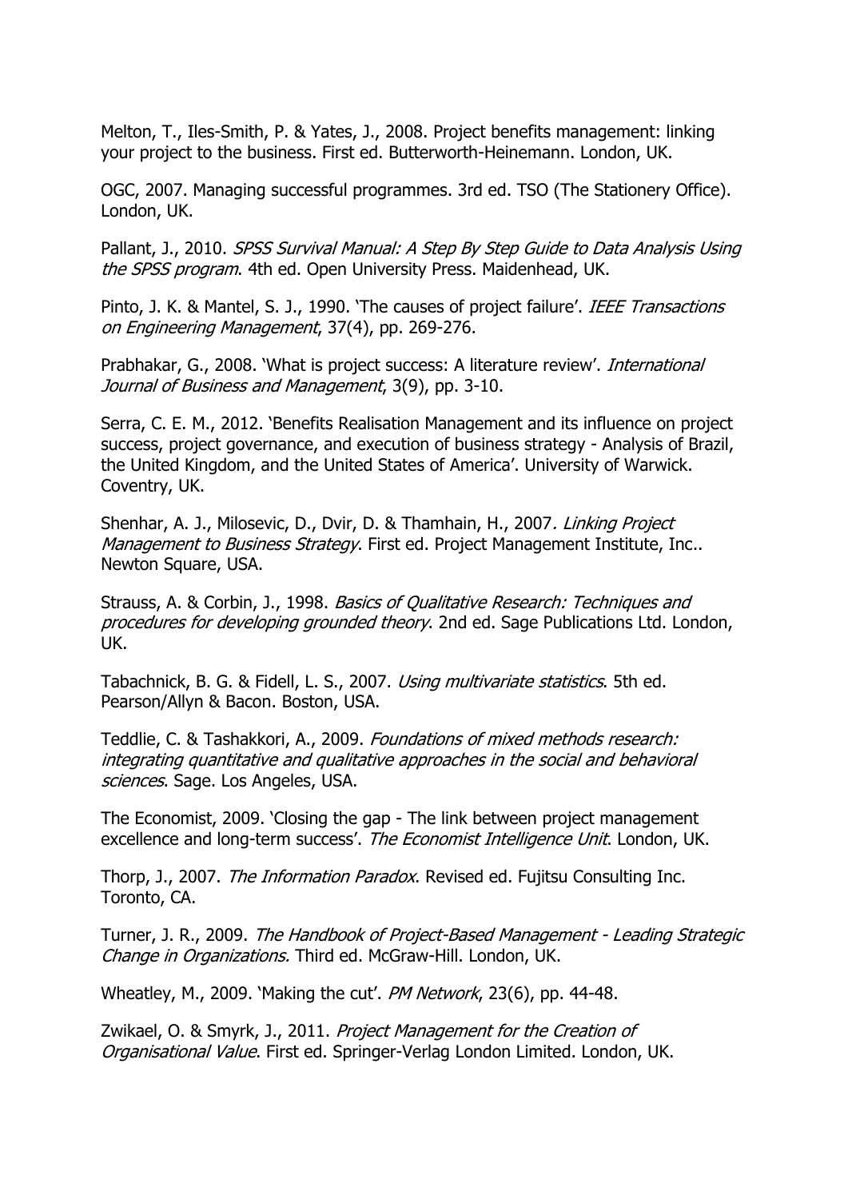Melton, T., Iles-Smith, P. & Yates, J., 2008. Project benefits management: linking your project to the business. First ed. Butterworth-Heinemann. London, UK.

OGC, 2007. Managing successful programmes. 3rd ed. TSO (The Stationery Office). London, UK.

Pallant, J., 2010. *SPSS Survival Manual: A Step By Step Guide to Data Analysis Using the SPSS program*. 4th ed. Open University Press. Maidenhead, UK.

Pinto, J. K. & Mantel, S. J., 1990. 'The causes of project failure'. *IEEE Transactions on Engineering Management*, 37(4), pp. 269-276.

Prabhakar, G., 2008. 'What is project success: A literature review'. *International Journal of Business and Management*, 3(9), pp. 3-10.

Serra, C. E. M., 2012. 'Benefits Realisation Management and its influence on project success, project governance, and execution of business strategy - Analysis of Brazil, the United Kingdom, and the United States of America'. University of Warwick. Coventry, UK.

Shenhar, A. J., Milosevic, D., Dvir, D. & Thamhain, H., 2007*. Linking Project Management to Business Strategy*. First ed. Project Management Institute, Inc.. Newton Square, USA.

Strauss, A. & Corbin, J., 1998. *Basics of Qualitative Research: Techniques and procedures for developing grounded theory*. 2nd ed. Sage Publications Ltd. London, UK.

Tabachnick, B. G. & Fidell, L. S., 2007. *Using multivariate statistics*. 5th ed. Pearson/Allyn & Bacon. Boston, USA.

Teddlie, C. & Tashakkori, A., 2009. *Foundations of mixed methods research: integrating quantitative and qualitative approaches in the social and behavioral sciences*. Sage. Los Angeles, USA.

The Economist, 2009. 'Closing the gap - The link between project management excellence and long-term success'. *The Economist Intelligence Unit*. London, UK.

Thorp, J., 2007. *The Information Paradox*. Revised ed. Fujitsu Consulting Inc. Toronto, CA.

Turner, J. R., 2009. *The Handbook of Project-Based Management - Leading Strategic Change in Organizations.* Third ed. McGraw-Hill. London, UK.

Wheatley, M., 2009. 'Making the cut'. *PM Network*, 23(6), pp. 44-48.

Zwikael, O. & Smyrk, J., 2011. *Project Management for the Creation of Organisational Value*. First ed. Springer-Verlag London Limited. London, UK.